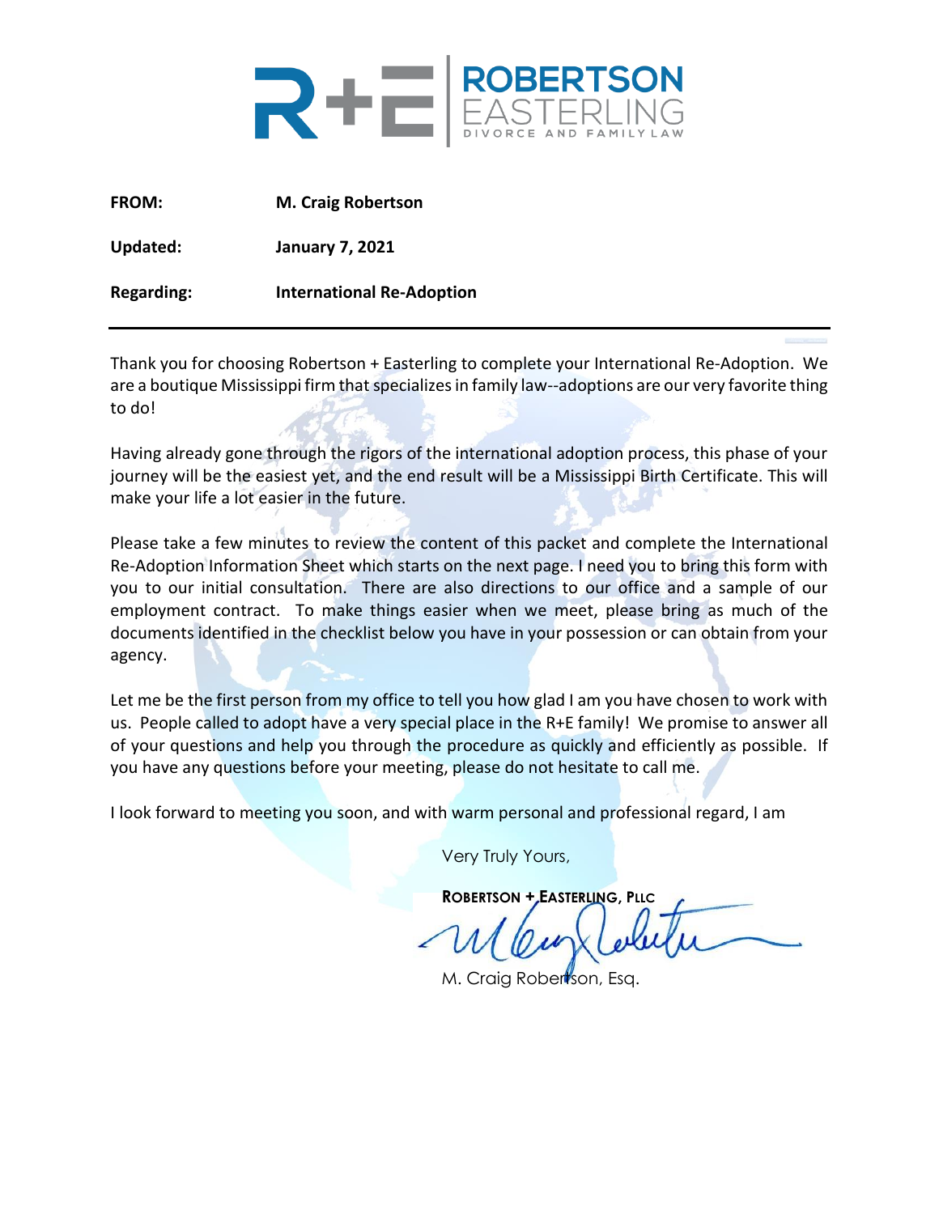**ROBERTSON EASTERLING**
DIVORCE AND FAMILY LAW

| | |
|---|---|
| **FROM:** | **M. Craig Robertson** |
| **Updated:** | **January 7, 2021** |
| **Regarding:** | **International Re-Adoption** |

---

Thank you for choosing Robertson + Easterling to complete your International Re-Adoption. We are a boutique Mississippi firm that specializes in family law--adoptions are our very favorite thing to do!

Having already gone through the rigors of the international adoption process, this phase of your journey will be the easiest yet, and the end result will be a Mississippi Birth Certificate. This will make your life a lot easier in the future.

Please take a few minutes to review the content of this packet and complete the International Re-Adoption Information Sheet which starts on the next page. I need you to bring this form with you to our initial consultation. There are also directions to our office and a sample of our employment contract. To make things easier when we meet, please bring as much of the documents identified in the checklist below you have in your possession or can obtain from your agency.

Let me be the first person from my office to tell you how glad I am you have chosen to work with us. People called to adopt have a very special place in the R+E family! We promise to answer all of your questions and help you through the procedure as quickly and efficiently as possible. If you have any questions before your meeting, please do not hesitate to call me.

I look forward to meeting you soon, and with warm personal and professional regard, I am

Very Truly Yours,

**ROBERTSON + EASTERLING, PLLC**

M. Craig Robertson, Esq.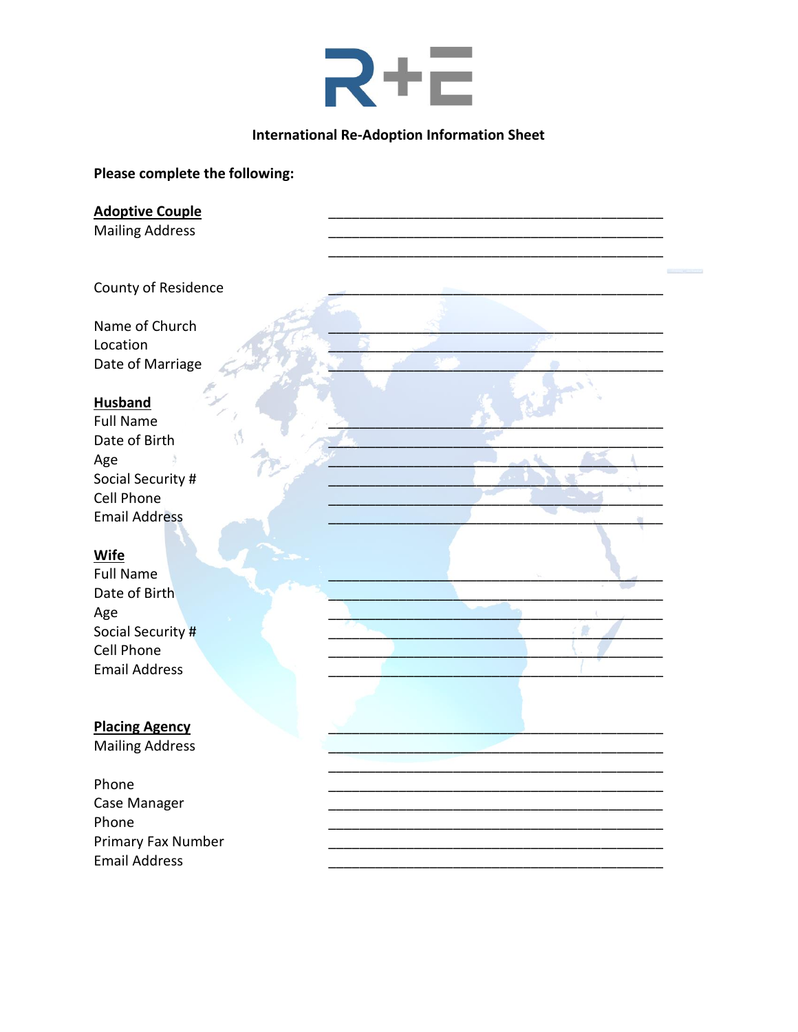**R+E**

**International Re-Adoption Information Sheet**

**Please complete the following:**

**<u>Adoptive Couple</u>** ____________________________________________

Mailing Address ____________________________________________

____________________________________________

County of Residence ____________________________________________

Name of Church ____________________________________________

Location ____________________________________________

Date of Marriage ____________________________________________

**<u>Husband</u>**

Full Name ____________________________________________

Date of Birth ____________________________________________

Age ____________________________________________

Social Security # ____________________________________________

Cell Phone ____________________________________________

Email Address ____________________________________________

**<u>Wife</u>**

Full Name ____________________________________________

Date of Birth ____________________________________________

Age ____________________________________________

Social Security # ____________________________________________

Cell Phone ____________________________________________

Email Address ____________________________________________

**<u>Placing Agency</u>** ____________________________________________

Mailing Address ____________________________________________

____________________________________________

Phone ____________________________________________

Case Manager ____________________________________________

Phone ____________________________________________

Primary Fax Number ____________________________________________

Email Address ____________________________________________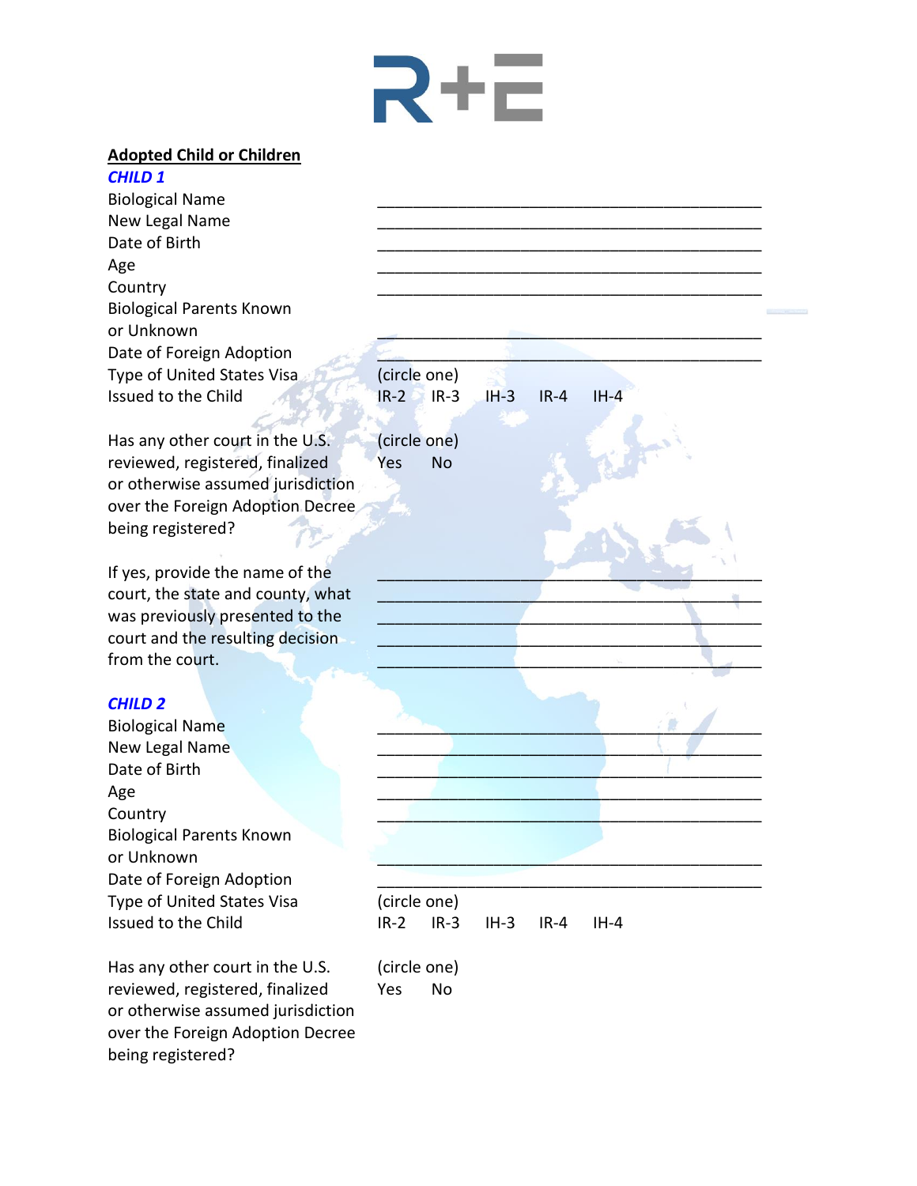R+E

**Adopted Child or Children**

***CHILD 1***

Biological Name ____________________________________________

New Legal Name ____________________________________________

Date of Birth ____________________________________________

Age ____________________________________________

Country ____________________________________________

Biological Parents Known or Unknown ____________________________________________

Date of Foreign Adoption ____________________________________________

Type of United States Visa Issued to the Child (circle one)
IR-2 IR-3 IH-3 IR-4 IH-4

Has any other court in the U.S. reviewed, registered, finalized or otherwise assumed jurisdiction over the Foreign Adoption Decree being registered? (circle one)
Yes No

If yes, provide the name of the court, the state and county, what was previously presented to the court and the resulting decision from the court.
____________________________________________
____________________________________________
____________________________________________
____________________________________________
____________________________________________

***CHILD 2***

Biological Name ____________________________________________

New Legal Name ____________________________________________

Date of Birth ____________________________________________

Age ____________________________________________

Country ____________________________________________

Biological Parents Known or Unknown ____________________________________________

Date of Foreign Adoption ____________________________________________

Type of United States Visa Issued to the Child (circle one)
IR-2 IR-3 IH-3 IR-4 IH-4

Has any other court in the U.S. reviewed, registered, finalized or otherwise assumed jurisdiction over the Foreign Adoption Decree being registered? (circle one)
Yes No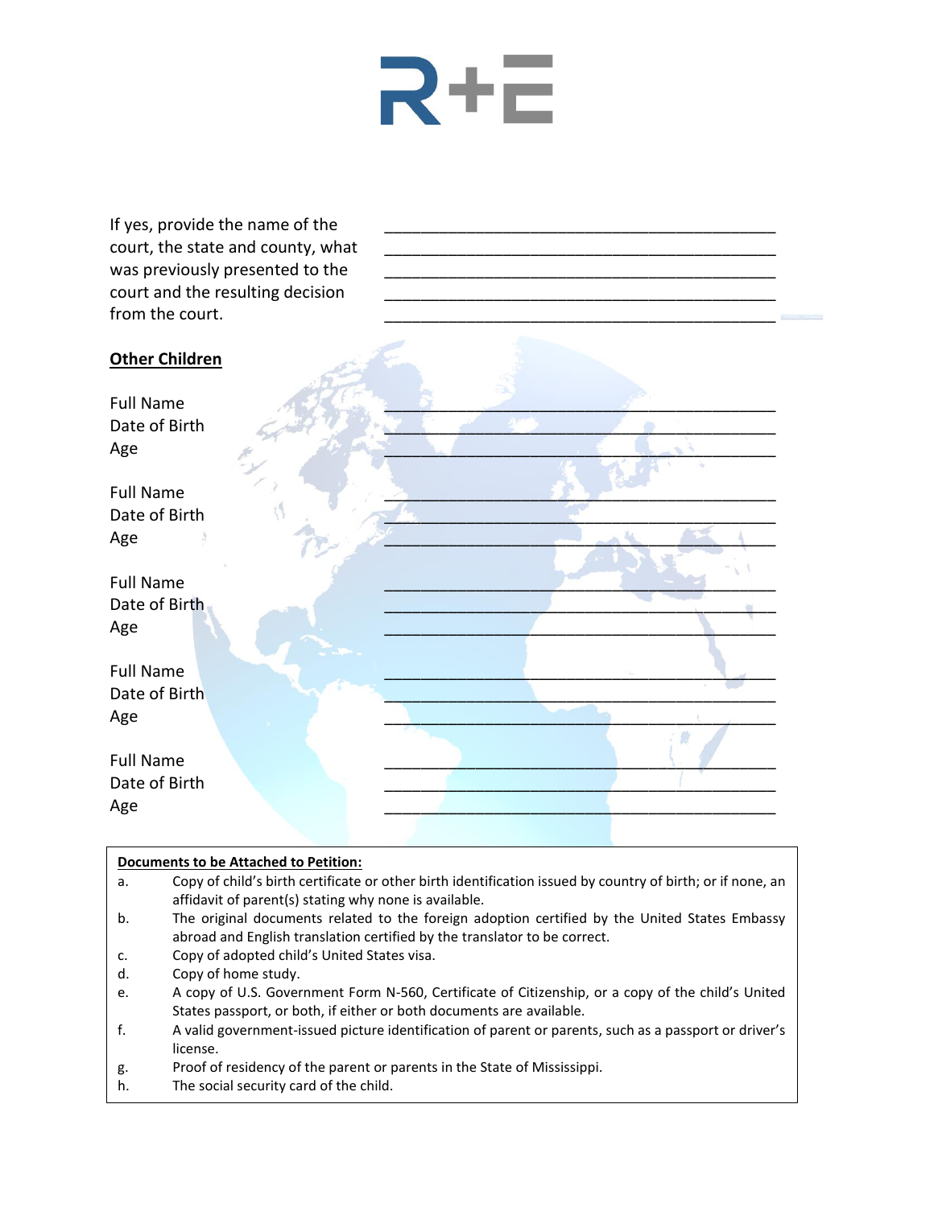If yes, provide the name of the court, the state and county, what was previously presented to the court and the resulting decision from the court.

_____________________________________________
_____________________________________________
_____________________________________________
_____________________________________________
_____________________________________________

**Other Children**

Full Name _____________________________________________
Date of Birth _____________________________________________
Age _____________________________________________

Full Name _____________________________________________
Date of Birth _____________________________________________
Age _____________________________________________

Full Name _____________________________________________
Date of Birth _____________________________________________
Age _____________________________________________

Full Name _____________________________________________
Date of Birth _____________________________________________
Age _____________________________________________

Full Name _____________________________________________
Date of Birth _____________________________________________
Age _____________________________________________

**Documents to be Attached to Petition:**

a. Copy of child's birth certificate or other birth identification issued by country of birth; or if none, an affidavit of parent(s) stating why none is available.

b. The original documents related to the foreign adoption certified by the United States Embassy abroad and English translation certified by the translator to be correct.

c. Copy of adopted child's United States visa.

d. Copy of home study.

e. A copy of U.S. Government Form N-560, Certificate of Citizenship, or a copy of the child's United States passport, or both, if either or both documents are available.

f. A valid government-issued picture identification of parent or parents, such as a passport or driver's license.

g. Proof of residency of the parent or parents in the State of Mississippi.

h. The social security card of the child.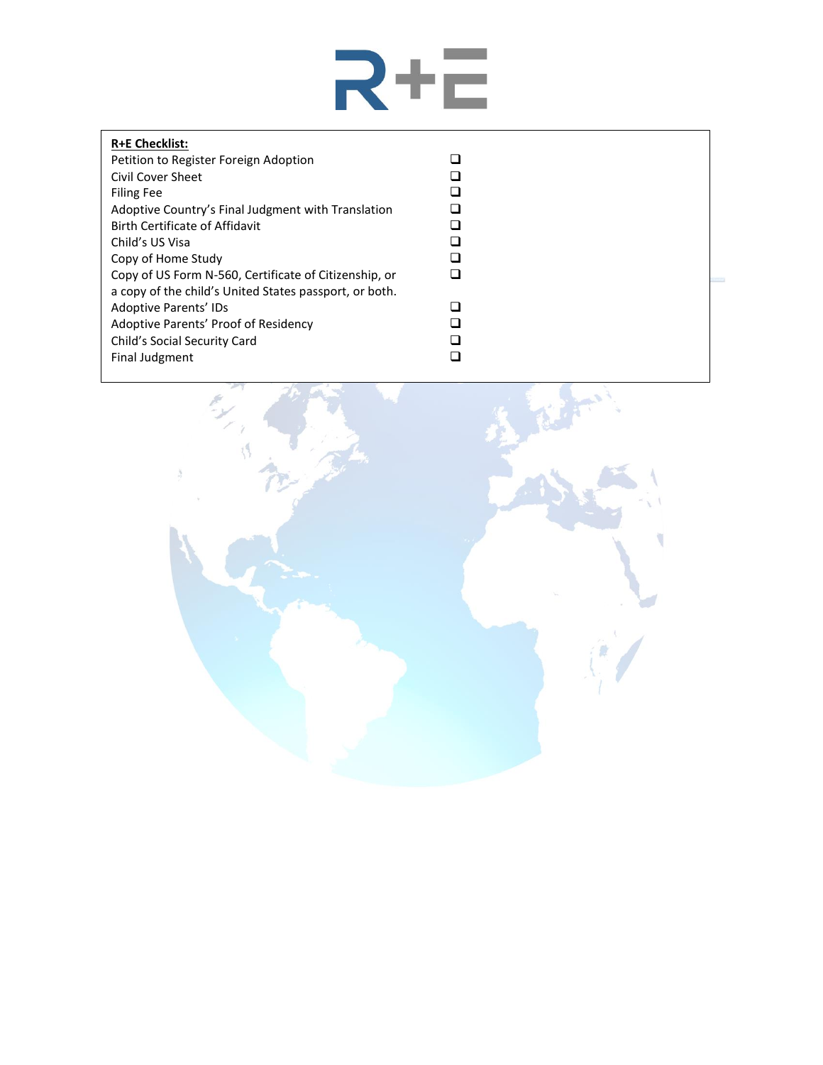**R+E Checklist:**

- [ ] Petition to Register Foreign Adoption
- [ ] Civil Cover Sheet
- [ ] Filing Fee
- [ ] Adoptive Country's Final Judgment with Translation
- [ ] Birth Certificate of Affidavit
- [ ] Child's US Visa
- [ ] Copy of Home Study
- [ ] Copy of US Form N-560, Certificate of Citizenship, or a copy of the child's United States passport, or both.
- [ ] Adoptive Parents' IDs
- [ ] Adoptive Parents' Proof of Residency
- [ ] Child's Social Security Card
- [ ] Final Judgment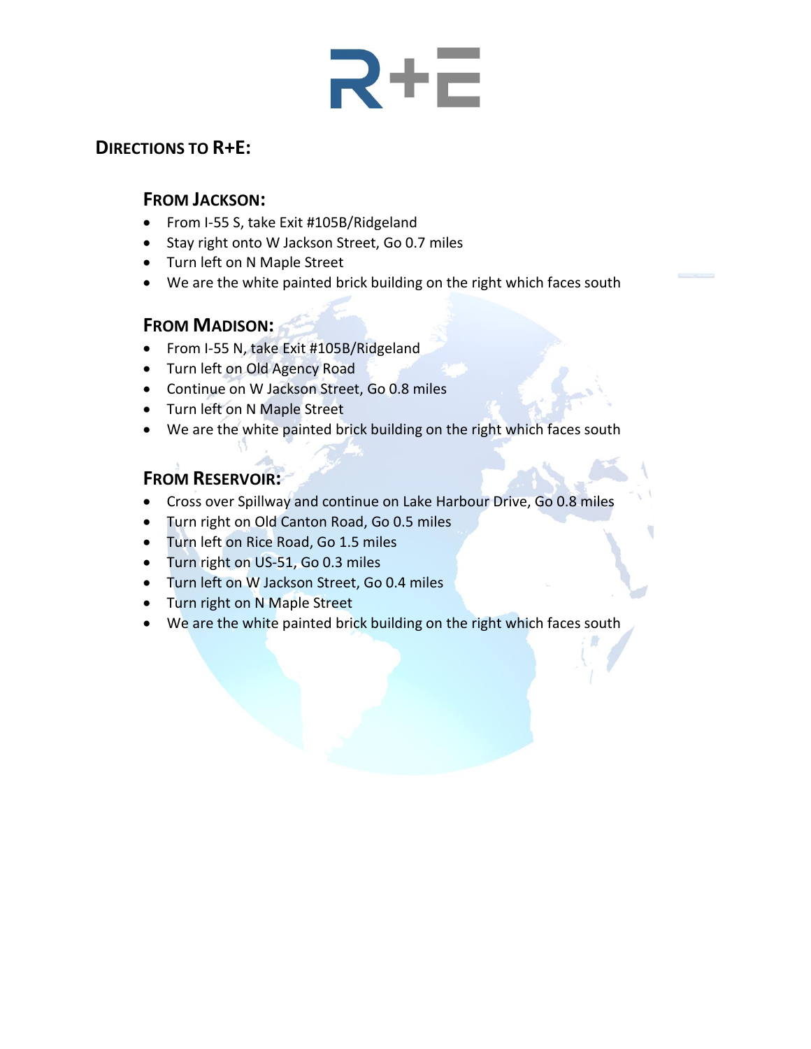# R+E

## DIRECTIONS TO R+E:

### FROM JACKSON:

- From I-55 S, take Exit #105B/Ridgeland
- Stay right onto W Jackson Street, Go 0.7 miles
- Turn left on N Maple Street
- We are the white painted brick building on the right which faces south

### FROM MADISON:

- From I-55 N, take Exit #105B/Ridgeland
- Turn left on Old Agency Road
- Continue on W Jackson Street, Go 0.8 miles
- Turn left on N Maple Street
- We are the white painted brick building on the right which faces south

### FROM RESERVOIR:

- Cross over Spillway and continue on Lake Harbour Drive, Go 0.8 miles
- Turn right on Old Canton Road, Go 0.5 miles
- Turn left on Rice Road, Go 1.5 miles
- Turn right on US-51, Go 0.3 miles
- Turn left on W Jackson Street, Go 0.4 miles
- Turn right on N Maple Street
- We are the white painted brick building on the right which faces south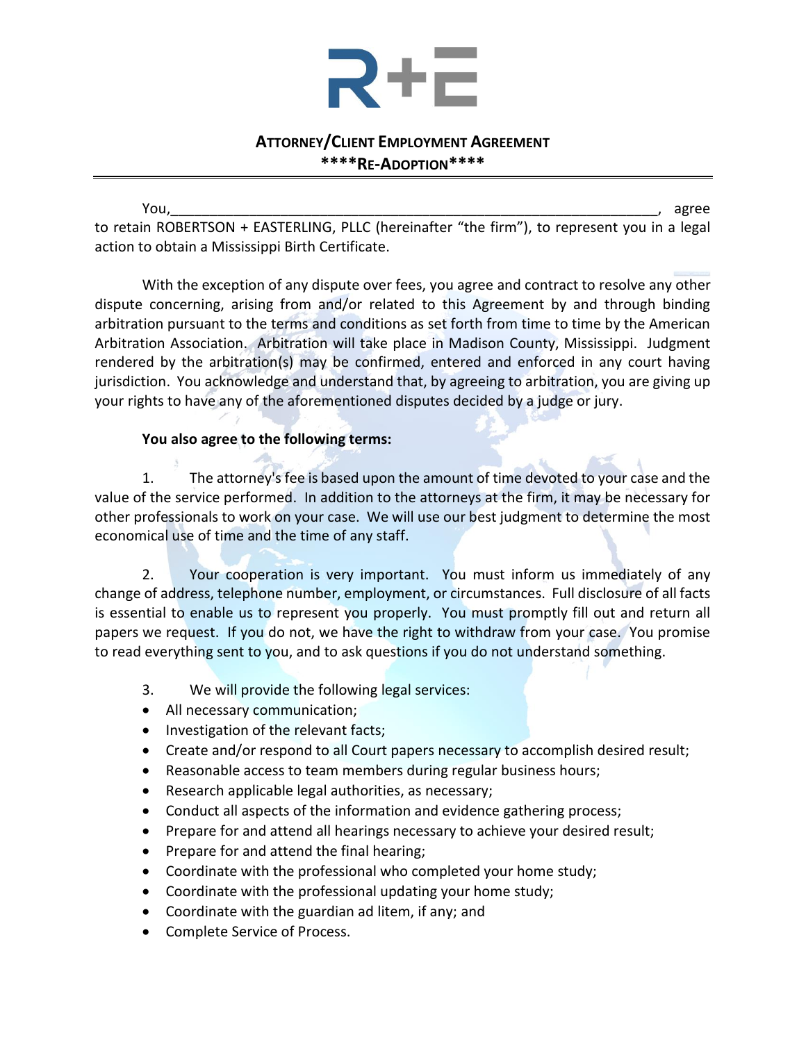**ATTORNEY/CLIENT EMPLOYMENT AGREEMENT**
**\*\*\*\*RE-ADOPTION\*\*\*\***

You,________________________________________________________________, agree to retain ROBERTSON + EASTERLING, PLLC (hereinafter "the firm"), to represent you in a legal action to obtain a Mississippi Birth Certificate.

With the exception of any dispute over fees, you agree and contract to resolve any other dispute concerning, arising from and/or related to this Agreement by and through binding arbitration pursuant to the terms and conditions as set forth from time to time by the American Arbitration Association. Arbitration will take place in Madison County, Mississippi. Judgment rendered by the arbitration(s) may be confirmed, entered and enforced in any court having jurisdiction. You acknowledge and understand that, by agreeing to arbitration, you are giving up your rights to have any of the aforementioned disputes decided by a judge or jury.

**You also agree to the following terms:**

1. The attorney's fee is based upon the amount of time devoted to your case and the value of the service performed. In addition to the attorneys at the firm, it may be necessary for other professionals to work on your case. We will use our best judgment to determine the most economical use of time and the time of any staff.

2. Your cooperation is very important. You must inform us immediately of any change of address, telephone number, employment, or circumstances. Full disclosure of all facts is essential to enable us to represent you properly. You must promptly fill out and return all papers we request. If you do not, we have the right to withdraw from your case. You promise to read everything sent to you, and to ask questions if you do not understand something.

3. We will provide the following legal services:

- All necessary communication;
- Investigation of the relevant facts;
- Create and/or respond to all Court papers necessary to accomplish desired result;
- Reasonable access to team members during regular business hours;
- Research applicable legal authorities, as necessary;
- Conduct all aspects of the information and evidence gathering process;
- Prepare for and attend all hearings necessary to achieve your desired result;
- Prepare for and attend the final hearing;
- Coordinate with the professional who completed your home study;
- Coordinate with the professional updating your home study;
- Coordinate with the guardian ad litem, if any; and
- Complete Service of Process.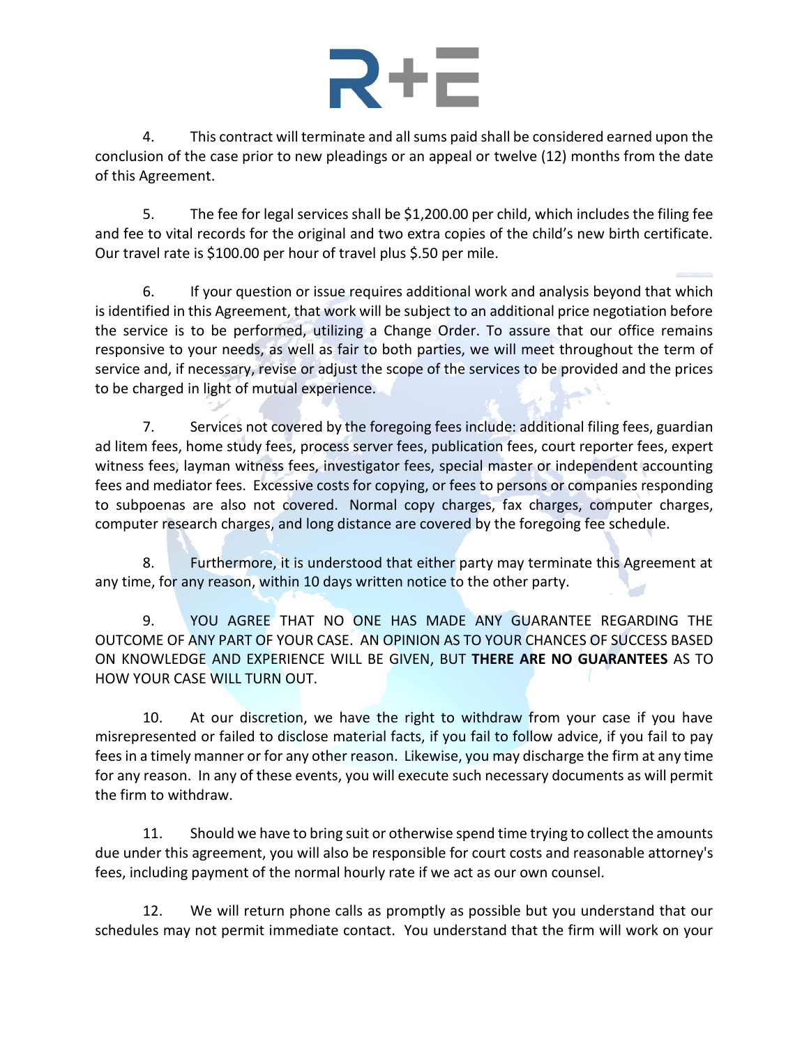4. This contract will terminate and all sums paid shall be considered earned upon the conclusion of the case prior to new pleadings or an appeal or twelve (12) months from the date of this Agreement.

5. The fee for legal services shall be $1,200.00 per child, which includes the filing fee and fee to vital records for the original and two extra copies of the child's new birth certificate. Our travel rate is $100.00 per hour of travel plus $.50 per mile.

6. If your question or issue requires additional work and analysis beyond that which is identified in this Agreement, that work will be subject to an additional price negotiation before the service is to be performed, utilizing a Change Order. To assure that our office remains responsive to your needs, as well as fair to both parties, we will meet throughout the term of service and, if necessary, revise or adjust the scope of the services to be provided and the prices to be charged in light of mutual experience.

7. Services not covered by the foregoing fees include: additional filing fees, guardian ad litem fees, home study fees, process server fees, publication fees, court reporter fees, expert witness fees, layman witness fees, investigator fees, special master or independent accounting fees and mediator fees. Excessive costs for copying, or fees to persons or companies responding to subpoenas are also not covered. Normal copy charges, fax charges, computer charges, computer research charges, and long distance are covered by the foregoing fee schedule.

8. Furthermore, it is understood that either party may terminate this Agreement at any time, for any reason, within 10 days written notice to the other party.

9. YOU AGREE THAT NO ONE HAS MADE ANY GUARANTEE REGARDING THE OUTCOME OF ANY PART OF YOUR CASE. AN OPINION AS TO YOUR CHANCES OF SUCCESS BASED ON KNOWLEDGE AND EXPERIENCE WILL BE GIVEN, BUT **THERE ARE NO GUARANTEES** AS TO HOW YOUR CASE WILL TURN OUT.

10. At our discretion, we have the right to withdraw from your case if you have misrepresented or failed to disclose material facts, if you fail to follow advice, if you fail to pay fees in a timely manner or for any other reason. Likewise, you may discharge the firm at any time for any reason. In any of these events, you will execute such necessary documents as will permit the firm to withdraw.

11. Should we have to bring suit or otherwise spend time trying to collect the amounts due under this agreement, you will also be responsible for court costs and reasonable attorney's fees, including payment of the normal hourly rate if we act as our own counsel.

12. We will return phone calls as promptly as possible but you understand that our schedules may not permit immediate contact. You understand that the firm will work on your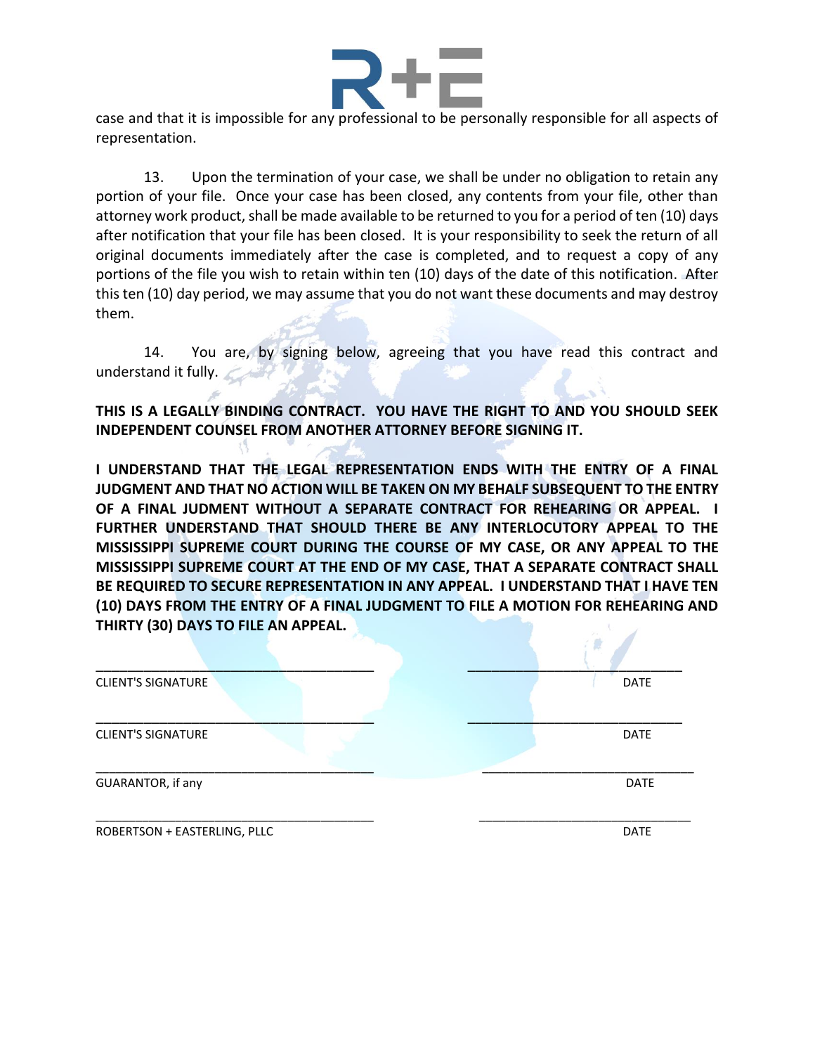case and that it is impossible for any professional to be personally responsible for all aspects of representation.

13. Upon the termination of your case, we shall be under no obligation to retain any portion of your file. Once your case has been closed, any contents from your file, other than attorney work product, shall be made available to be returned to you for a period of ten (10) days after notification that your file has been closed. It is your responsibility to seek the return of all original documents immediately after the case is completed, and to request a copy of any portions of the file you wish to retain within ten (10) days of the date of this notification. After this ten (10) day period, we may assume that you do not want these documents and may destroy them.

14. You are, by signing below, agreeing that you have read this contract and understand it fully.

**THIS IS A LEGALLY BINDING CONTRACT. YOU HAVE THE RIGHT TO AND YOU SHOULD SEEK INDEPENDENT COUNSEL FROM ANOTHER ATTORNEY BEFORE SIGNING IT.**

**I UNDERSTAND THAT THE LEGAL REPRESENTATION ENDS WITH THE ENTRY OF A FINAL JUDGMENT AND THAT NO ACTION WILL BE TAKEN ON MY BEHALF SUBSEQUENT TO THE ENTRY OF A FINAL JUDMENT WITHOUT A SEPARATE CONTRACT FOR REHEARING OR APPEAL. I FURTHER UNDERSTAND THAT SHOULD THERE BE ANY INTERLOCUTORY APPEAL TO THE MISSISSIPPI SUPREME COURT DURING THE COURSE OF MY CASE, OR ANY APPEAL TO THE MISSISSIPPI SUPREME COURT AT THE END OF MY CASE, THAT A SEPARATE CONTRACT SHALL BE REQUIRED TO SECURE REPRESENTATION IN ANY APPEAL. I UNDERSTAND THAT I HAVE TEN (10) DAYS FROM THE ENTRY OF A FINAL JUDGMENT TO FILE A MOTION FOR REHEARING AND THIRTY (30) DAYS TO FILE AN APPEAL.**

_________________________________________ _______________________________

CLIENT'S SIGNATURE DATE

_________________________________________ _______________________________

CLIENT'S SIGNATURE DATE

_________________________________________ _______________________________

GUARANTOR, if any DATE

_________________________________________ _______________________________

ROBERTSON + EASTERLING, PLLC DATE